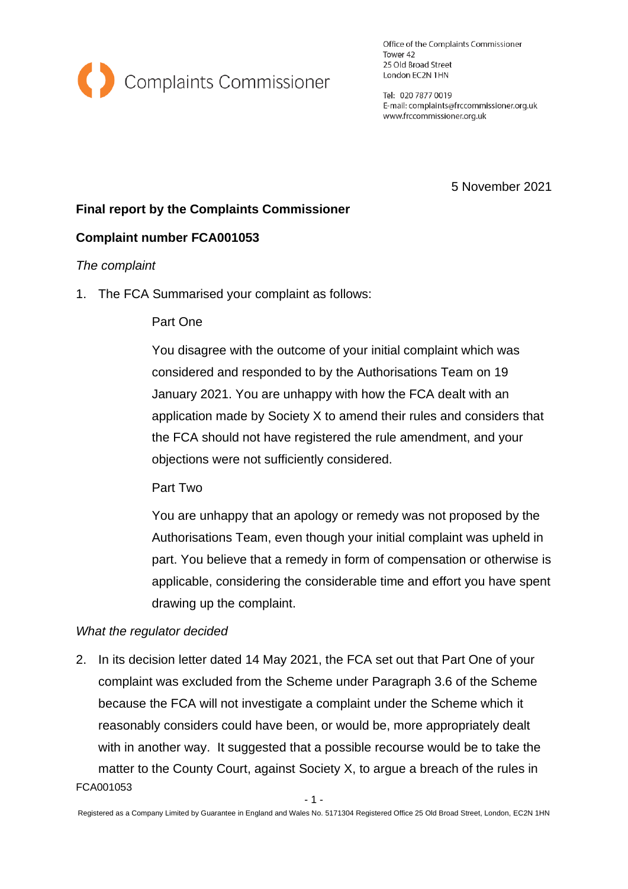Complaints Commissioner

Office of the Complaints Commissioner
Tower 42
25 Old Broad Street
London EC2N 1HN

Tel: 020 7877 0019
E-mail: complaints@frccommissioner.org.uk
www.frccommissioner.org.uk

5 November 2021

**Final report by the Complaints Commissioner**

**Complaint number FCA001053**

*The complaint*

1. The FCA Summarised your complaint as follows:

   Part One

   You disagree with the outcome of your initial complaint which was considered and responded to by the Authorisations Team on 19 January 2021. You are unhappy with how the FCA dealt with an application made by Society X to amend their rules and considers that the FCA should not have registered the rule amendment, and your objections were not sufficiently considered.

   Part Two

   You are unhappy that an apology or remedy was not proposed by the Authorisations Team, even though your initial complaint was upheld in part. You believe that a remedy in form of compensation or otherwise is applicable, considering the considerable time and effort you have spent drawing up the complaint.

*What the regulator decided*

2. In its decision letter dated 14 May 2021, the FCA set out that Part One of your complaint was excluded from the Scheme under Paragraph 3.6 of the Scheme because the FCA will not investigate a complaint under the Scheme which it reasonably considers could have been, or would be, more appropriately dealt with in another way. It suggested that a possible recourse would be to take the matter to the County Court, against Society X, to argue a breach of the rules in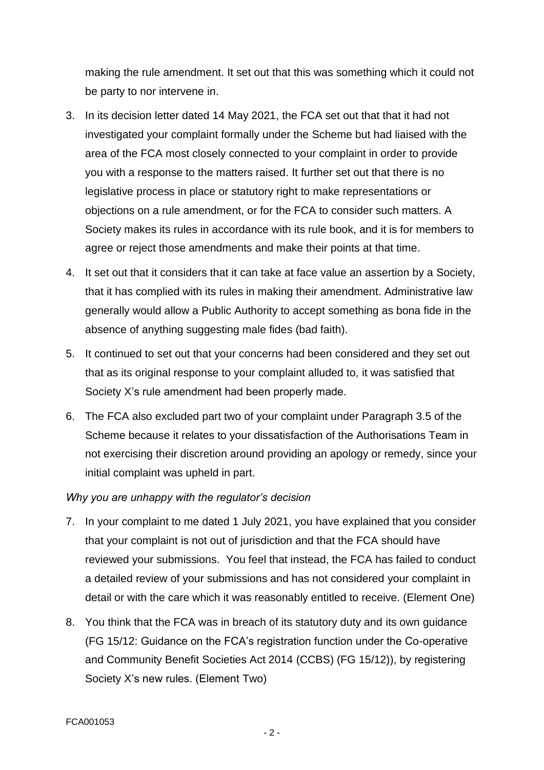making the rule amendment. It set out that this was something which it could not be party to nor intervene in.

3. In its decision letter dated 14 May 2021, the FCA set out that that it had not investigated your complaint formally under the Scheme but had liaised with the area of the FCA most closely connected to your complaint in order to provide you with a response to the matters raised. It further set out that there is no legislative process in place or statutory right to make representations or objections on a rule amendment, or for the FCA to consider such matters. A Society makes its rules in accordance with its rule book, and it is for members to agree or reject those amendments and make their points at that time.
4. It set out that it considers that it can take at face value an assertion by a Society, that it has complied with its rules in making their amendment. Administrative law generally would allow a Public Authority to accept something as bona fide in the absence of anything suggesting male fides (bad faith).
5. It continued to set out that your concerns had been considered and they set out that as its original response to your complaint alluded to, it was satisfied that Society X's rule amendment had been properly made.
6. The FCA also excluded part two of your complaint under Paragraph 3.5 of the Scheme because it relates to your dissatisfaction of the Authorisations Team in not exercising their discretion around providing an apology or remedy, since your initial complaint was upheld in part.

*Why you are unhappy with the regulator's decision*

7. In your complaint to me dated 1 July 2021, you have explained that you consider that your complaint is not out of jurisdiction and that the FCA should have reviewed your submissions. You feel that instead, the FCA has failed to conduct a detailed review of your submissions and has not considered your complaint in detail or with the care which it was reasonably entitled to receive. (Element One)
8. You think that the FCA was in breach of its statutory duty and its own guidance (FG 15/12: Guidance on the FCA's registration function under the Co-operative and Community Benefit Societies Act 2014 (CCBS) (FG 15/12)), by registering Society X's new rules. (Element Two)

FCA001053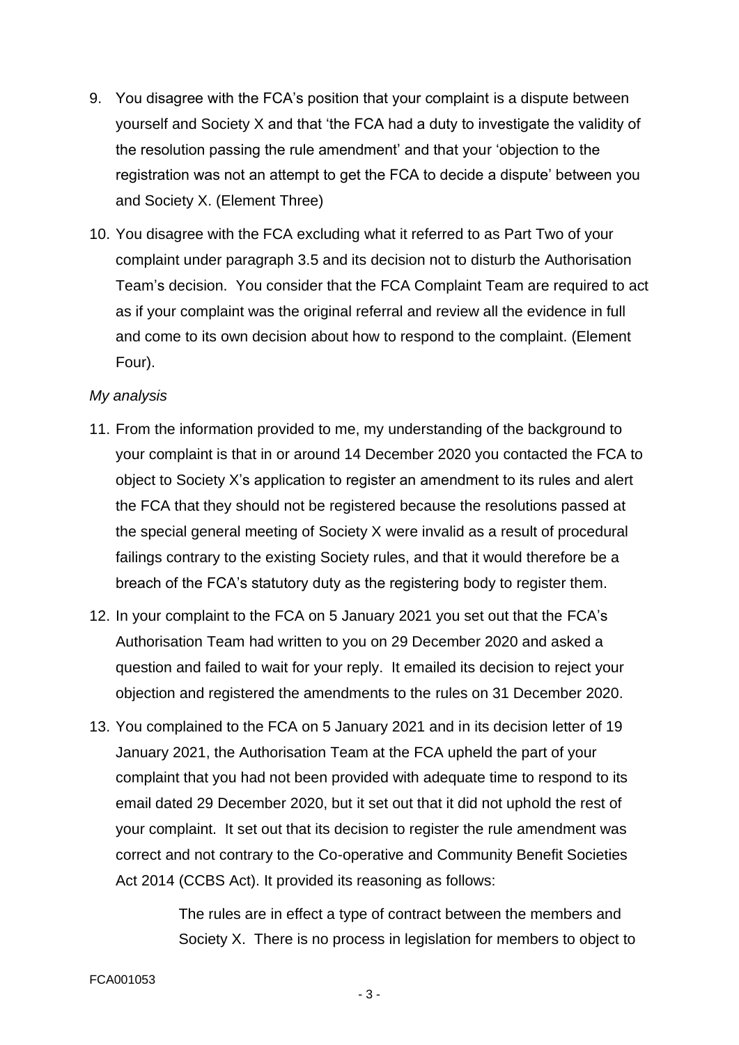9. You disagree with the FCA's position that your complaint is a dispute between yourself and Society X and that 'the FCA had a duty to investigate the validity of the resolution passing the rule amendment' and that your 'objection to the registration was not an attempt to get the FCA to decide a dispute' between you and Society X. (Element Three)

10. You disagree with the FCA excluding what it referred to as Part Two of your complaint under paragraph 3.5 and its decision not to disturb the Authorisation Team's decision. You consider that the FCA Complaint Team are required to act as if your complaint was the original referral and review all the evidence in full and come to its own decision about how to respond to the complaint. (Element Four).

*My analysis*

11. From the information provided to me, my understanding of the background to your complaint is that in or around 14 December 2020 you contacted the FCA to object to Society X's application to register an amendment to its rules and alert the FCA that they should not be registered because the resolutions passed at the special general meeting of Society X were invalid as a result of procedural failings contrary to the existing Society rules, and that it would therefore be a breach of the FCA's statutory duty as the registering body to register them.

12. In your complaint to the FCA on 5 January 2021 you set out that the FCA's Authorisation Team had written to you on 29 December 2020 and asked a question and failed to wait for your reply. It emailed its decision to reject your objection and registered the amendments to the rules on 31 December 2020.

13. You complained to the FCA on 5 January 2021 and in its decision letter of 19 January 2021, the Authorisation Team at the FCA upheld the part of your complaint that you had not been provided with adequate time to respond to its email dated 29 December 2020, but it set out that it did not uphold the rest of your complaint. It set out that its decision to register the rule amendment was correct and not contrary to the Co-operative and Community Benefit Societies Act 2014 (CCBS Act). It provided its reasoning as follows:

    > The rules are in effect a type of contract between the members and Society X. There is no process in legislation for members to object to

FCA001053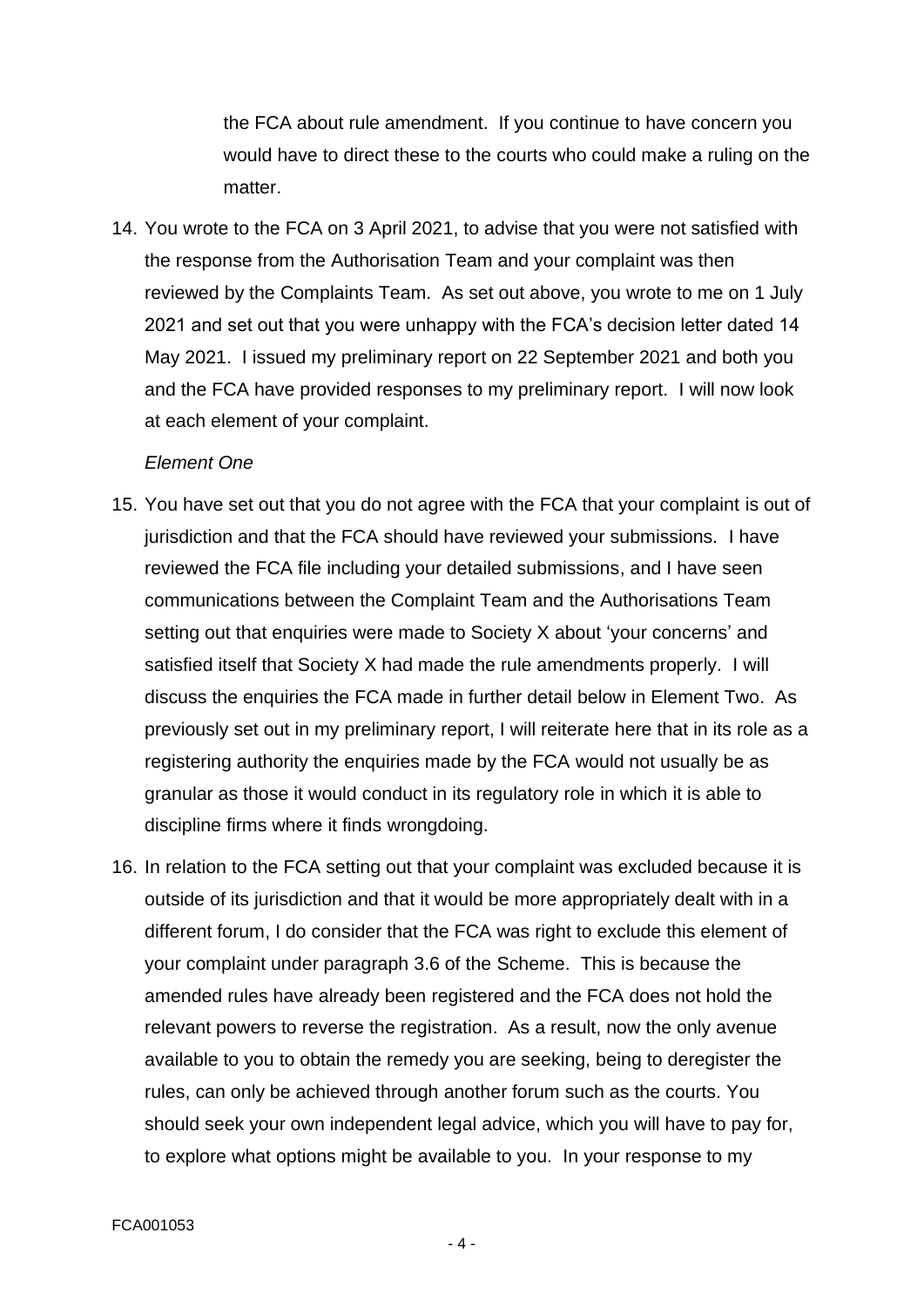the FCA about rule amendment. If you continue to have concern you would have to direct these to the courts who could make a ruling on the matter.

14. You wrote to the FCA on 3 April 2021, to advise that you were not satisfied with the response from the Authorisation Team and your complaint was then reviewed by the Complaints Team. As set out above, you wrote to me on 1 July 2021 and set out that you were unhappy with the FCA's decision letter dated 14 May 2021. I issued my preliminary report on 22 September 2021 and both you and the FCA have provided responses to my preliminary report. I will now look at each element of your complaint.

*Element One*

15. You have set out that you do not agree with the FCA that your complaint is out of jurisdiction and that the FCA should have reviewed your submissions. I have reviewed the FCA file including your detailed submissions, and I have seen communications between the Complaint Team and the Authorisations Team setting out that enquiries were made to Society X about 'your concerns' and satisfied itself that Society X had made the rule amendments properly. I will discuss the enquiries the FCA made in further detail below in Element Two. As previously set out in my preliminary report, I will reiterate here that in its role as a registering authority the enquiries made by the FCA would not usually be as granular as those it would conduct in its regulatory role in which it is able to discipline firms where it finds wrongdoing.

16. In relation to the FCA setting out that your complaint was excluded because it is outside of its jurisdiction and that it would be more appropriately dealt with in a different forum, I do consider that the FCA was right to exclude this element of your complaint under paragraph 3.6 of the Scheme. This is because the amended rules have already been registered and the FCA does not hold the relevant powers to reverse the registration. As a result, now the only avenue available to you to obtain the remedy you are seeking, being to deregister the rules, can only be achieved through another forum such as the courts. You should seek your own independent legal advice, which you will have to pay for, to explore what options might be available to you. In your response to my

FCA001053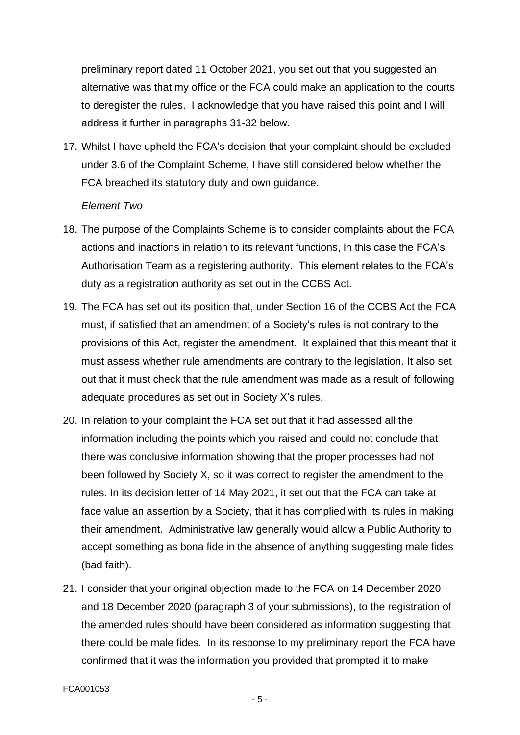preliminary report dated 11 October 2021, you set out that you suggested an alternative was that my office or the FCA could make an application to the courts to deregister the rules. I acknowledge that you have raised this point and I will address it further in paragraphs 31-32 below.

17. Whilst I have upheld the FCA's decision that your complaint should be excluded under 3.6 of the Complaint Scheme, I have still considered below whether the FCA breached its statutory duty and own guidance.

*Element Two*

18. The purpose of the Complaints Scheme is to consider complaints about the FCA actions and inactions in relation to its relevant functions, in this case the FCA's Authorisation Team as a registering authority. This element relates to the FCA's duty as a registration authority as set out in the CCBS Act.

19. The FCA has set out its position that, under Section 16 of the CCBS Act the FCA must, if satisfied that an amendment of a Society's rules is not contrary to the provisions of this Act, register the amendment. It explained that this meant that it must assess whether rule amendments are contrary to the legislation. It also set out that it must check that the rule amendment was made as a result of following adequate procedures as set out in Society X's rules.

20. In relation to your complaint the FCA set out that it had assessed all the information including the points which you raised and could not conclude that there was conclusive information showing that the proper processes had not been followed by Society X, so it was correct to register the amendment to the rules. In its decision letter of 14 May 2021, it set out that the FCA can take at face value an assertion by a Society, that it has complied with its rules in making their amendment. Administrative law generally would allow a Public Authority to accept something as bona fide in the absence of anything suggesting male fides (bad faith).

21. I consider that your original objection made to the FCA on 14 December 2020 and 18 December 2020 (paragraph 3 of your submissions), to the registration of the amended rules should have been considered as information suggesting that there could be male fides. In its response to my preliminary report the FCA have confirmed that it was the information you provided that prompted it to make

FCA001053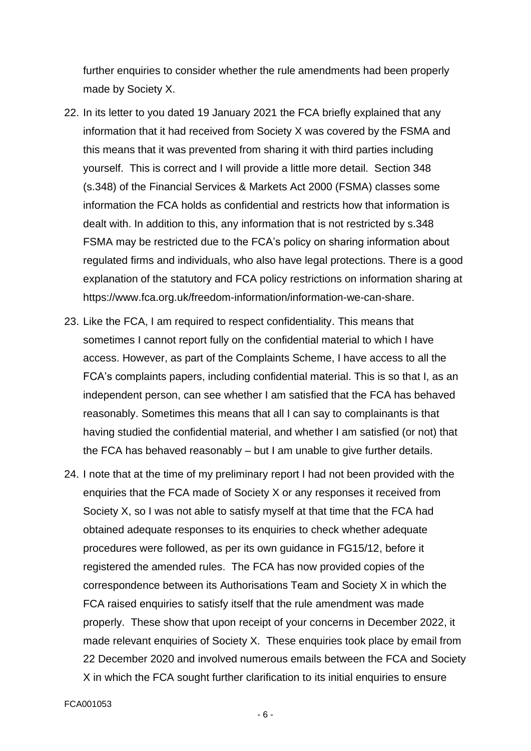further enquiries to consider whether the rule amendments had been properly made by Society X.

22. In its letter to you dated 19 January 2021 the FCA briefly explained that any information that it had received from Society X was covered by the FSMA and this means that it was prevented from sharing it with third parties including yourself. This is correct and I will provide a little more detail. Section 348 (s.348) of the Financial Services & Markets Act 2000 (FSMA) classes some information the FCA holds as confidential and restricts how that information is dealt with. In addition to this, any information that is not restricted by s.348 FSMA may be restricted due to the FCA's policy on sharing information about regulated firms and individuals, who also have legal protections. There is a good explanation of the statutory and FCA policy restrictions on information sharing at https://www.fca.org.uk/freedom-information/information-we-can-share.

23. Like the FCA, I am required to respect confidentiality. This means that sometimes I cannot report fully on the confidential material to which I have access. However, as part of the Complaints Scheme, I have access to all the FCA's complaints papers, including confidential material. This is so that I, as an independent person, can see whether I am satisfied that the FCA has behaved reasonably. Sometimes this means that all I can say to complainants is that having studied the confidential material, and whether I am satisfied (or not) that the FCA has behaved reasonably – but I am unable to give further details.

24. I note that at the time of my preliminary report I had not been provided with the enquiries that the FCA made of Society X or any responses it received from Society X, so I was not able to satisfy myself at that time that the FCA had obtained adequate responses to its enquiries to check whether adequate procedures were followed, as per its own guidance in FG15/12, before it registered the amended rules. The FCA has now provided copies of the correspondence between its Authorisations Team and Society X in which the FCA raised enquiries to satisfy itself that the rule amendment was made properly. These show that upon receipt of your concerns in December 2022, it made relevant enquiries of Society X. These enquiries took place by email from 22 December 2020 and involved numerous emails between the FCA and Society X in which the FCA sought further clarification to its initial enquiries to ensure

FCA001053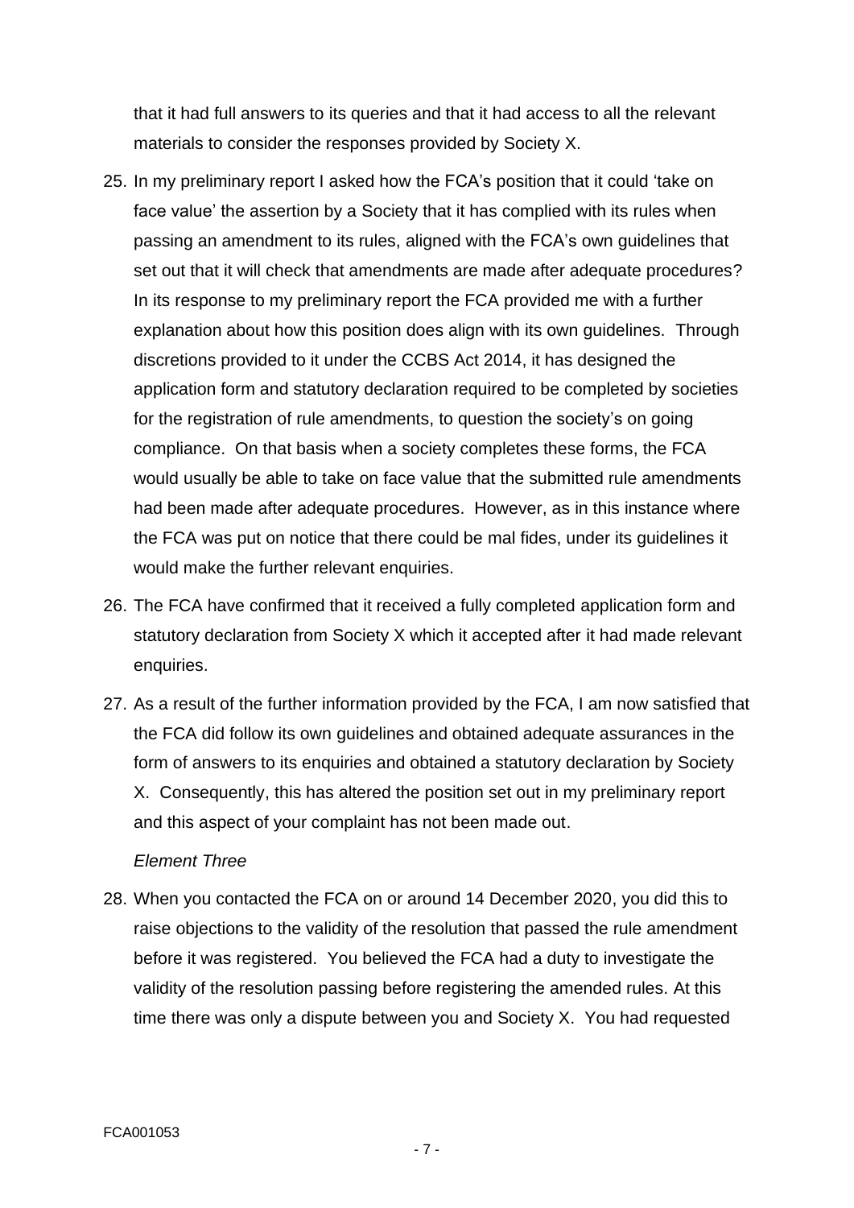that it had full answers to its queries and that it had access to all the relevant materials to consider the responses provided by Society X.

25. In my preliminary report I asked how the FCA's position that it could 'take on face value' the assertion by a Society that it has complied with its rules when passing an amendment to its rules, aligned with the FCA's own guidelines that set out that it will check that amendments are made after adequate procedures? In its response to my preliminary report the FCA provided me with a further explanation about how this position does align with its own guidelines. Through discretions provided to it under the CCBS Act 2014, it has designed the application form and statutory declaration required to be completed by societies for the registration of rule amendments, to question the society's on going compliance. On that basis when a society completes these forms, the FCA would usually be able to take on face value that the submitted rule amendments had been made after adequate procedures. However, as in this instance where the FCA was put on notice that there could be mal fides, under its guidelines it would make the further relevant enquiries.

26. The FCA have confirmed that it received a fully completed application form and statutory declaration from Society X which it accepted after it had made relevant enquiries.

27. As a result of the further information provided by the FCA, I am now satisfied that the FCA did follow its own guidelines and obtained adequate assurances in the form of answers to its enquiries and obtained a statutory declaration by Society X. Consequently, this has altered the position set out in my preliminary report and this aspect of your complaint has not been made out.

*Element Three*

28. When you contacted the FCA on or around 14 December 2020, you did this to raise objections to the validity of the resolution that passed the rule amendment before it was registered. You believed the FCA had a duty to investigate the validity of the resolution passing before registering the amended rules. At this time there was only a dispute between you and Society X. You had requested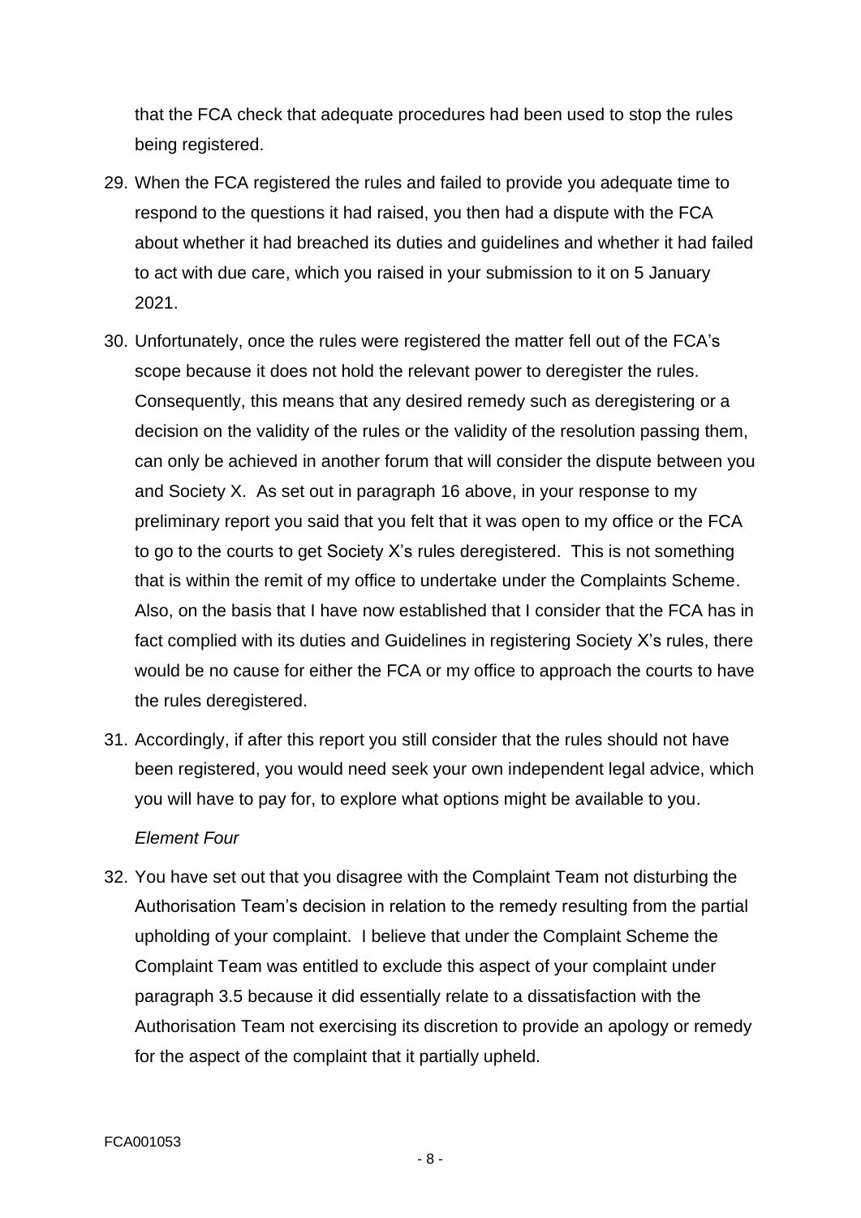that the FCA check that adequate procedures had been used to stop the rules being registered.

29. When the FCA registered the rules and failed to provide you adequate time to respond to the questions it had raised, you then had a dispute with the FCA about whether it had breached its duties and guidelines and whether it had failed to act with due care, which you raised in your submission to it on 5 January 2021.

30. Unfortunately, once the rules were registered the matter fell out of the FCA's scope because it does not hold the relevant power to deregister the rules. Consequently, this means that any desired remedy such as deregistering or a decision on the validity of the rules or the validity of the resolution passing them, can only be achieved in another forum that will consider the dispute between you and Society X. As set out in paragraph 16 above, in your response to my preliminary report you said that you felt that it was open to my office or the FCA to go to the courts to get Society X's rules deregistered. This is not something that is within the remit of my office to undertake under the Complaints Scheme. Also, on the basis that I have now established that I consider that the FCA has in fact complied with its duties and Guidelines in registering Society X's rules, there would be no cause for either the FCA or my office to approach the courts to have the rules deregistered.

31. Accordingly, if after this report you still consider that the rules should not have been registered, you would need seek your own independent legal advice, which you will have to pay for, to explore what options might be available to you.

*Element Four*

32. You have set out that you disagree with the Complaint Team not disturbing the Authorisation Team's decision in relation to the remedy resulting from the partial upholding of your complaint. I believe that under the Complaint Scheme the Complaint Team was entitled to exclude this aspect of your complaint under paragraph 3.5 because it did essentially relate to a dissatisfaction with the Authorisation Team not exercising its discretion to provide an apology or remedy for the aspect of the complaint that it partially upheld.

FCA001053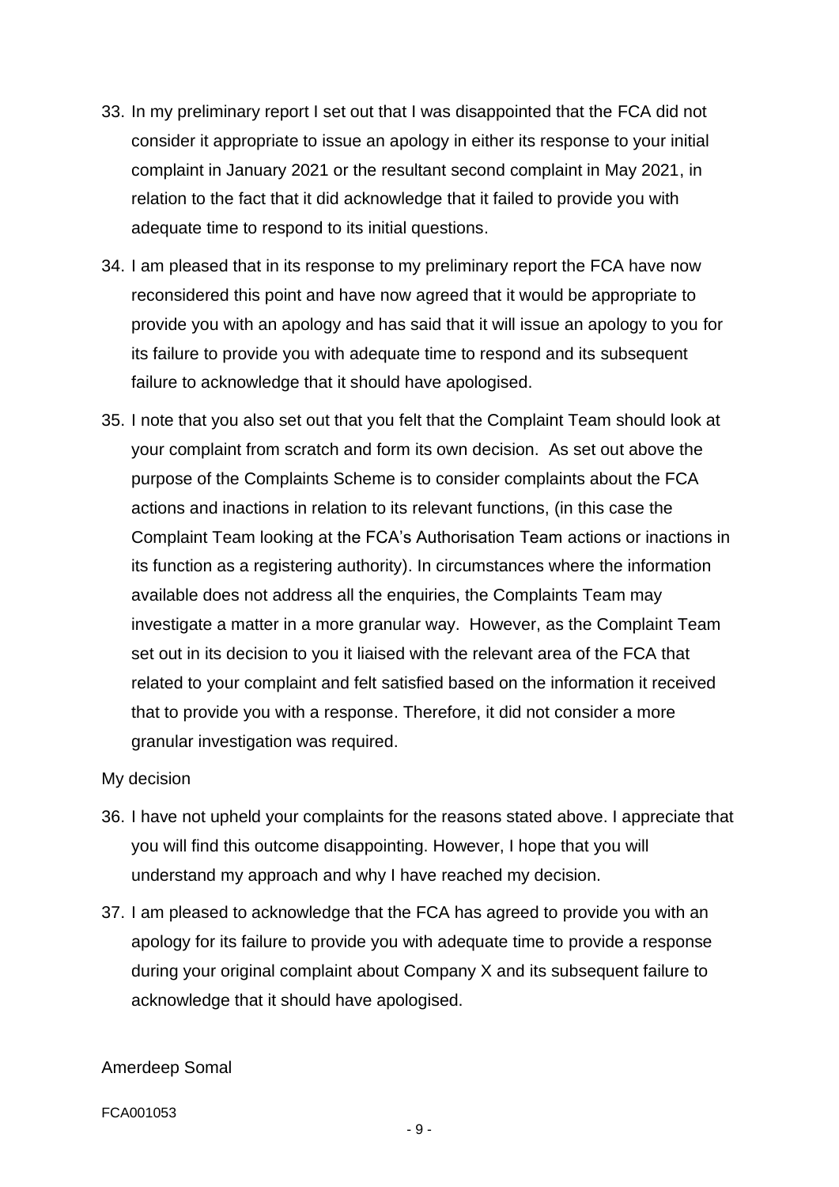33. In my preliminary report I set out that I was disappointed that the FCA did not consider it appropriate to issue an apology in either its response to your initial complaint in January 2021 or the resultant second complaint in May 2021, in relation to the fact that it did acknowledge that it failed to provide you with adequate time to respond to its initial questions.

34. I am pleased that in its response to my preliminary report the FCA have now reconsidered this point and have now agreed that it would be appropriate to provide you with an apology and has said that it will issue an apology to you for its failure to provide you with adequate time to respond and its subsequent failure to acknowledge that it should have apologised.

35. I note that you also set out that you felt that the Complaint Team should look at your complaint from scratch and form its own decision. As set out above the purpose of the Complaints Scheme is to consider complaints about the FCA actions and inactions in relation to its relevant functions, (in this case the Complaint Team looking at the FCA's Authorisation Team actions or inactions in its function as a registering authority). In circumstances where the information available does not address all the enquiries, the Complaints Team may investigate a matter in a more granular way. However, as the Complaint Team set out in its decision to you it liaised with the relevant area of the FCA that related to your complaint and felt satisfied based on the information it received that to provide you with a response. Therefore, it did not consider a more granular investigation was required.

My decision

36. I have not upheld your complaints for the reasons stated above. I appreciate that you will find this outcome disappointing. However, I hope that you will understand my approach and why I have reached my decision.

37. I am pleased to acknowledge that the FCA has agreed to provide you with an apology for its failure to provide you with adequate time to provide a response during your original complaint about Company X and its subsequent failure to acknowledge that it should have apologised.

Amerdeep Somal

FCA001053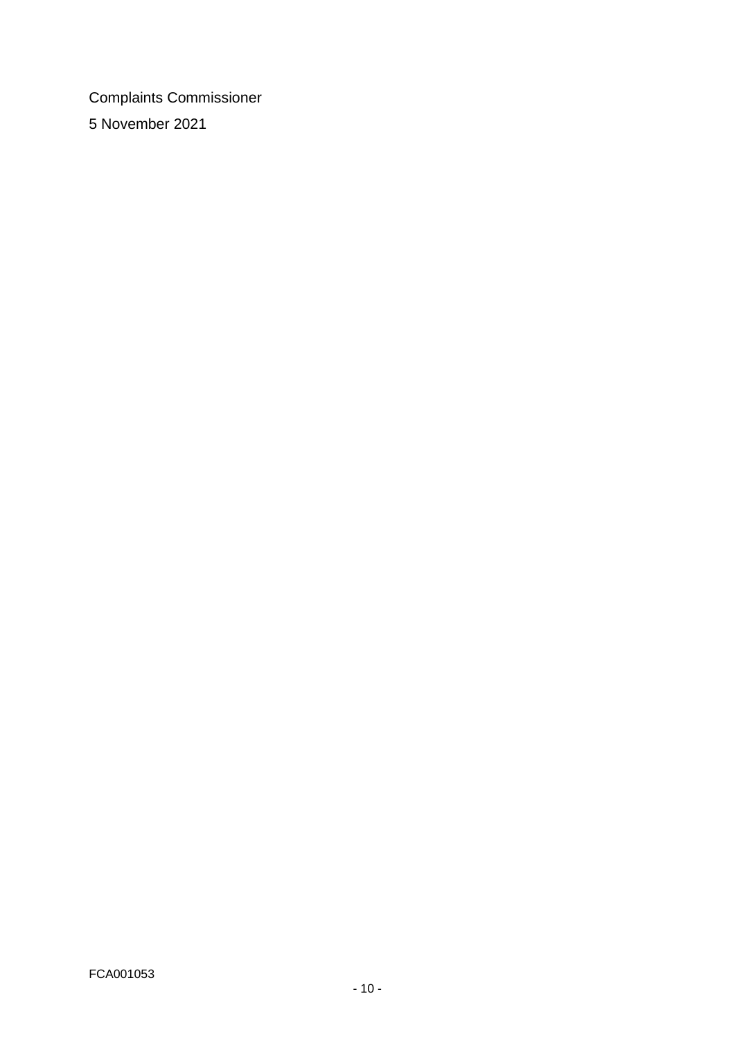Complaints Commissioner

5 November 2021

FCA001053